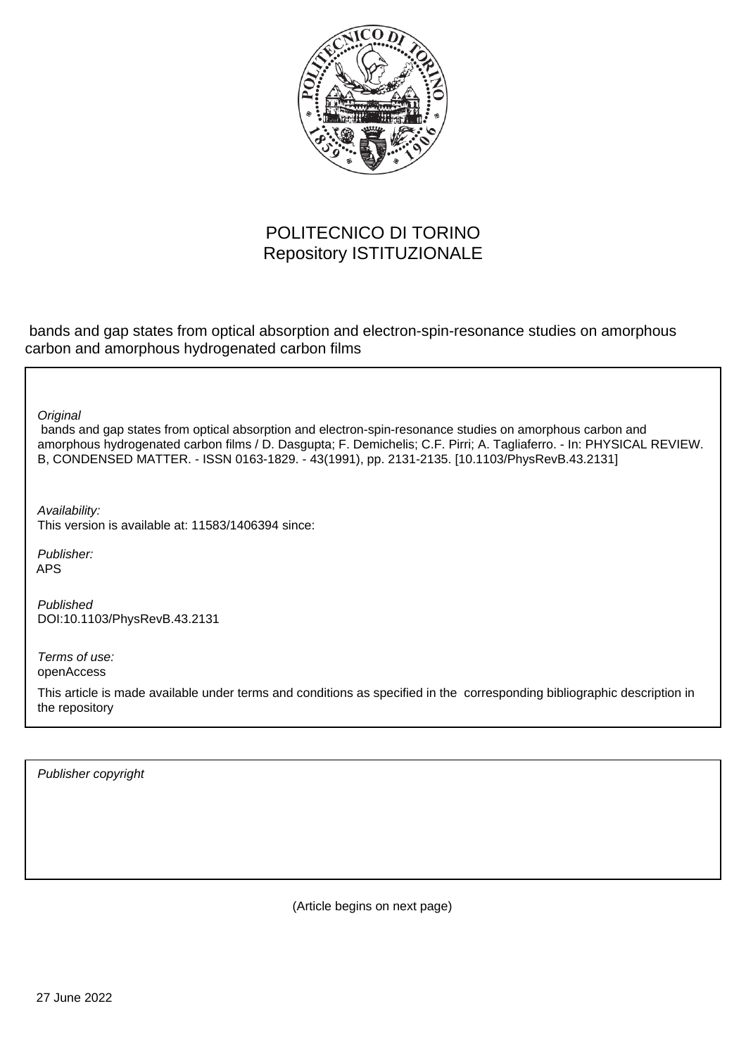POLITECNICO DI TORINO
Repository ISTITUZIONALE

bands and gap states from optical absorption and electron-spin-resonance studies on amorphous carbon and amorphous hydrogenated carbon films

*Original*

bands and gap states from optical absorption and electron-spin-resonance studies on amorphous carbon and amorphous hydrogenated carbon films / D. Dasgupta; F. Demichelis; C.F. Pirri; A. Tagliaferro. - In: PHYSICAL REVIEW. B, CONDENSED MATTER. - ISSN 0163-1829. - 43(1991), pp. 2131-2135. [10.1103/PhysRevB.43.2131]

*Availability:*
This version is available at: 11583/1406394 since:

*Publisher:*
APS

*Published*
DOI:10.1103/PhysRevB.43.2131

*Terms of use:*
openAccess

This article is made available under terms and conditions as specified in the corresponding bibliographic description in the repository

*Publisher copyright*

(Article begins on next page)

27 June 2022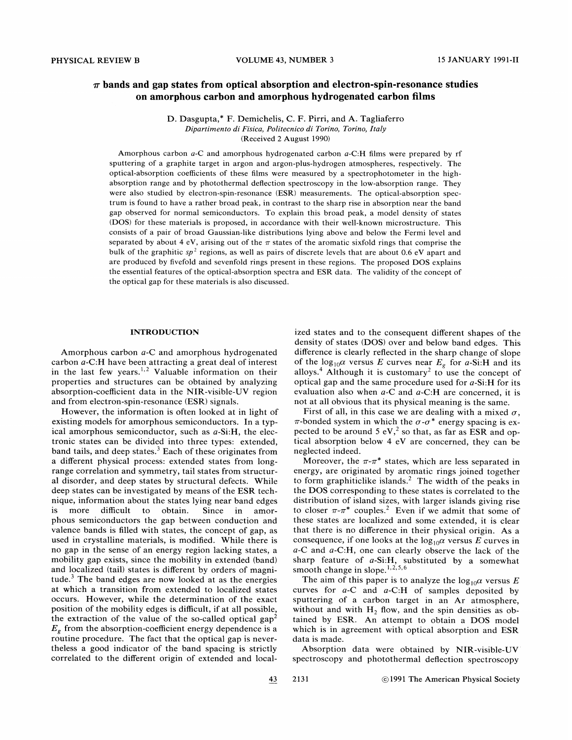# $\pi$ bands and gap states from optical absorption and electron-spin-resonance studies on amorphous carbon and amorphous hydrogenated carbon films

D. Dasgupta,* F. Demichelis, C. F. Pirri, and A. Tagliaferro

*Dipartimento di Fisica, Politecnico di Torino, Torino, Italy*

(Received 2 August 1990)

Amorphous carbon *a*-C and amorphous hydrogenated carbon *a*-C:H films were prepared by rf sputtering of a graphite target in argon and argon-plus-hydrogen atmospheres, respectively. The optical-absorption coefficients of these films were measured by a spectrophotometer in the high-absorption range and by photothermal deflection spectroscopy in the low-absorption range. They were also studied by electron-spin-resonance (ESR) measurements. The optical-absorption spectrum is found to have a rather broad peak, in contrast to the sharp rise in absorption near the band gap observed for normal semiconductors. To explain this broad peak, a model density of states (DOS) for these materials is proposed, in accordance with their well-known microstructure. This consists of a pair of broad Gaussian-like distributions lying above and below the Fermi level and separated by about 4 eV, arising out of the $\pi$ states of the aromatic sixfold rings that comprise the bulk of the graphitic $sp^2$ regions, as well as pairs of discrete levels that are about 0.6 eV apart and are produced by fivefold and sevenfold rings present in these regions. The proposed DOS explains the essential features of the optical-absorption spectra and ESR data. The validity of the concept of the optical gap for these materials is also discussed.

## INTRODUCTION

Amorphous carbon *a*-C and amorphous hydrogenated carbon *a*-C:H have been attracting a great deal of interest in the last few years.[1,2] Valuable information on their properties and structures can be obtained by analyzing absorption-coefficient data in the NIR-visible-UV region and from electron-spin-resonance (ESR) signals.

However, the information is often looked at in light of existing models for amorphous semiconductors. In a typical amorphous semiconductor, such as *a*-Si:H, the electronic states can be divided into three types: extended, band tails, and deep states.[3] Each of these originates from a different physical process: extended states from long-range correlation and symmetry, tail states from structural disorder, and deep states by structural defects. While deep states can be investigated by means of the ESR technique, information about the states lying near band edges is more difficult to obtain. Since in amorphous semiconductors the gap between conduction and valence bands is filled with states, the concept of gap, as used in crystalline materials, is modified. While there is no gap in the sense of an energy region lacking states, a mobility gap exists, since the mobility in extended (band) and localized (tail) states is different by orders of magnitude.[3] The band edges are now looked at as the energies at which a transition from extended to localized states occurs. However, while the determination of the exact position of the mobility edges is difficult, if at all possible, the extraction of the value of the so-called optical gap[2] $E_g$ from the absorption-coefficient energy dependence is a routine procedure. The fact that the optical gap is nevertheless a good indicator of the band spacing is strictly correlated to the different origin of extended and localized states and to the consequent different shapes of the density of states (DOS) over and below band edges. This difference is clearly reflected in the sharp change of slope of the $\log_{10}\alpha$ versus $E$ curves near $E_g$ for *a*-Si:H and its alloys.[4] Although it is customary[2] to use the concept of optical gap and the same procedure used for *a*-Si:H for its evaluation also when *a*-C and *a*-C:H are concerned, it is not at all obvious that its physical meaning is the same.

First of all, in this case we are dealing with a mixed $\sigma$, $\pi$-bonded system in which the $\sigma$-$\sigma^*$ energy spacing is expected to be around 5 eV,[2] so that, as far as ESR and optical absorption below 4 eV are concerned, they can be neglected indeed.

Moreover, the $\pi$-$\pi^*$ states, which are less separated in energy, are originated by aromatic rings joined together to form graphiticlike islands.[2] The width of the peaks in the DOS corresponding to these states is correlated to the distribution of island sizes, with larger islands giving rise to closer $\pi$-$\pi^*$ couples.[2] Even if we admit that some of these states are localized and some extended, it is clear that there is no difference in their physical origin. As a consequence, if one looks at the $\log_{10}\alpha$ versus $E$ curves in *a*-C and *a*-C:H, one can clearly observe the lack of the sharp feature of *a*-Si:H, substituted by a somewhat smooth change in slope.[1,2,5,6]

The aim of this paper is to analyze the $\log_{10}\alpha$ versus $E$ curves for *a*-C and *a*-C:H of samples deposited by sputtering of a carbon target in an Ar atmosphere, without and with $H_2$ flow, and the spin densities as obtained by ESR. An attempt to obtain a DOS model which is in agreement with optical absorption and ESR data is made.

Absorption data were obtained by NIR-visible-UV spectroscopy and photothermal deflection spectroscopy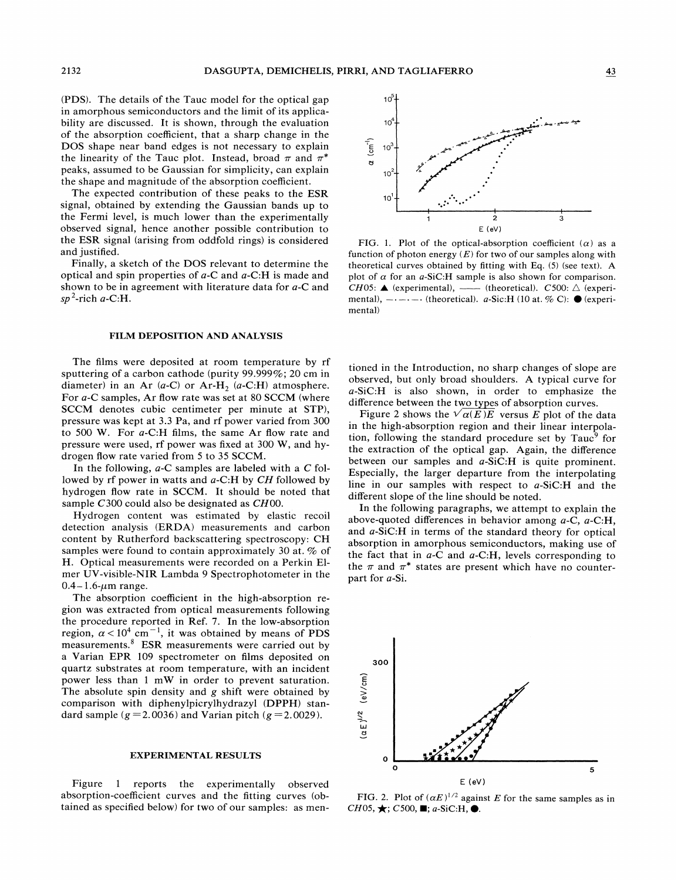(PDS). The details of the Tauc model for the optical gap in amorphous semiconductors and the limit of its applicability are discussed. It is shown, through the evaluation of the absorption coefficient, that a sharp change in the DOS shape near band edges is not necessary to explain the linearity of the Tauc plot. Instead, broad $\pi$ and $\pi^*$ peaks, assumed to be Gaussian for simplicity, can explain the shape and magnitude of the absorption coefficient.

The expected contribution of these peaks to the ESR signal, obtained by extending the Gaussian bands up to the Fermi level, is much lower than the experimentally observed signal, hence another possible contribution to the ESR signal (arising from oddfold rings) is considered and justified.

Finally, a sketch of the DOS relevant to determine the optical and spin properties of *a*-C and *a*-C:H is made and shown to be in agreement with literature data for *a*-C and $sp^2$-rich *a*-C:H.

## FILM DEPOSITION AND ANALYSIS

The films were deposited at room temperature by rf sputtering of a carbon cathode (purity 99.999%; 20 cm in diameter) in an Ar (*a*-C) or Ar-$H_2$ (*a*-C:H) atmosphere. For *a*-C samples, Ar flow rate was set at 80 SCCM (where SCCM denotes cubic centimeter per minute at STP), pressure was kept at 3.3 Pa, and rf power varied from 300 to 500 W. For *a*-C:H films, the same Ar flow rate and pressure were used, rf power was fixed at 300 W, and hydrogen flow rate varied from 5 to 35 SCCM.

In the following, *a*-C samples are labeled with a *C* followed by rf power in watts and *a*-C:H by *CH* followed by hydrogen flow rate in SCCM. It should be noted that sample *C*300 could also be designated as *CH*00.

Hydrogen content was estimated by elastic recoil detection analysis (ERDA) measurements and carbon content by Rutherford backscattering spectroscopy: CH samples were found to contain approximately 30 at. % of H. Optical measurements were recorded on a Perkin Elmer UV-visible-NIR Lambda 9 Spectrophotometer in the 0.4–1.6-$\mu$m range.

The absorption coefficient in the high-absorption region was extracted from optical measurements following the procedure reported in Ref. 7. In the low-absorption region, $\alpha < 10^4$ cm$^{-1}$, it was obtained by means of PDS measurements.[8] ESR measurements were carried out by a Varian EPR 109 spectrometer on films deposited on quartz substrates at room temperature, with an incident power less than 1 mW in order to prevent saturation. The absolute spin density and *g* shift were obtained by comparison with diphenylpicrylhydrazyl (DPPH) standard sample ($g = 2.0036$) and Varian pitch ($g = 2.0029$).

## EXPERIMENTAL RESULTS

Figure 1 reports the experimentally observed absorption-coefficient curves and the fitting curves (obtained as specified below) for two of our samples: as mentioned in the Introduction, no sharp changes of slope are observed, but only broad shoulders. A typical curve for *a*-SiC:H is also shown, in order to emphasize the difference between the two types of absorption curves.

FIG. 1. Plot of the optical-absorption coefficient ($\alpha$) as a function of photon energy ($E$) for two of our samples along with theoretical curves obtained by fitting with Eq. (5) (see text). A plot of $\alpha$ for an *a*-SiC:H sample is also shown for comparison. *CH*05: ▲ (experimental), —— (theoretical). *C*500: △ (experimental), —·—·— (theoretical). *a*-Sic:H (10 at. % C): ● (experimental)

Figure 2 shows the $\sqrt{\alpha(E)E}$ versus $E$ plot of the data in the high-absorption region and their linear interpolation, following the standard procedure set by Tauc[9] for the extraction of the optical gap. Again, the difference between our samples and *a*-SiC:H is quite prominent. Especially, the larger departure from the interpolating line in our samples with respect to *a*-SiC:H and the different slope of the line should be noted.

In the following paragraphs, we attempt to explain the above-quoted differences in behavior among *a*-C, *a*-C:H, and *a*-SiC:H in terms of the standard theory for optical absorption in amorphous semiconductors, making use of the fact that in *a*-C and *a*-C:H, levels corresponding to the $\pi$ and $\pi^*$ states are present which have no counterpart for *a*-Si.

FIG. 2. Plot of $(\alpha E)^{1/2}$ against $E$ for the same samples as in *CH*05, ★; *C*500, ■; *a*-SiC:H, ●.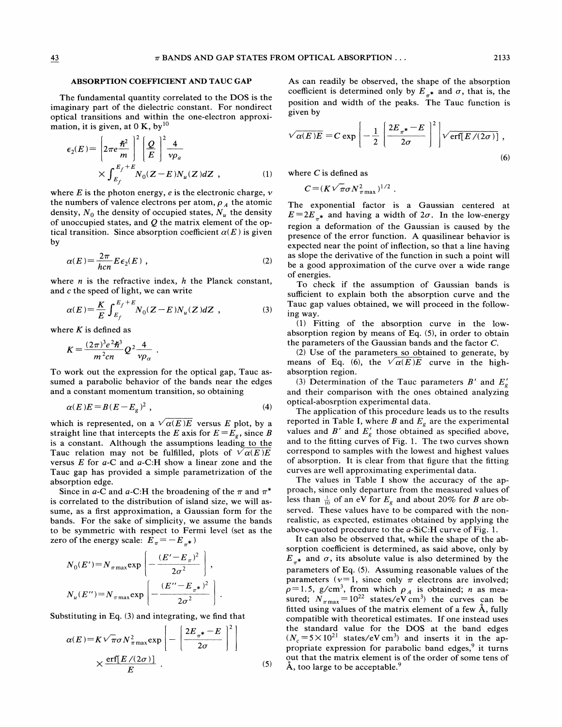## ABSORPTION COEFFICIENT AND TAUC GAP

The fundamental quantity correlated to the DOS is the imaginary part of the dielectric constant. For nondirect optical transitions and within the one-electron approximation, it is given, at 0 K, by[10]

$$\epsilon_2(E) = \left[2\pi e \frac{\hbar^2}{m}\right]^2 \left[\frac{Q}{E}\right]^2 \frac{4}{\nu\rho_a} \times \int_{E_f}^{E_f+E} N_0(Z-E)N_u(Z)dZ \ , \tag{1}$$

where $E$ is the photon energy, $e$ is the electronic charge, $\nu$ the numbers of valence electrons per atom, $\rho_A$ the atomic density, $N_0$ the density of occupied states, $N_u$ the density of unoccupied states, and $Q$ the matrix element of the optical transition. Since absorption coefficient $\alpha(E)$ is given by

$$\alpha(E) = \frac{2\pi}{hcn} E\epsilon_2(E) \ , \tag{2}$$

where $n$ is the refractive index, $h$ the Planck constant, and $c$ the speed of light, we can write

$$\alpha(E) = \frac{K}{E}\int_{E_f}^{E_f+E} N_0(Z-E)N_u(Z)dZ \ , \tag{3}$$

where $K$ is defined as

$$K = \frac{(2\pi)^3 e^2 \hbar^3}{m^2 cn} Q^2 \frac{4}{\nu\rho_\alpha} \ .$$

To work out the expression for the optical gap, Tauc assumed a parabolic behavior of the bands near the edges and a constant momentum transition, so obtaining

$$\alpha(E)E = B(E-E_g)^2 \ , \tag{4}$$

which is represented, on a $\sqrt{\alpha(E)E}$ versus $E$ plot, by a straight line that intercepts the $E$ axis for $E=E_g$, since $B$ is a constant. Although the assumptions leading to the Tauc relation may not be fulfilled, plots of $\sqrt{\alpha(E)E}$ versus $E$ for *a*-C and *a*-C:H show a linear zone and the Tauc gap has provided a simple parametrization of the absorption edge.

Since in *a*-C and *a*-C:H the broadening of the $\pi$ and $\pi^*$ is correlated to the distribution of island size, we will assume, as a first approximation, a Gaussian form for the bands. For the sake of simplicity, we assume the bands to be symmetric with respect to Fermi level (set as the zero of the energy scale: $E_\pi = -E_{\pi^*}$)

$$N_0(E') = N_{\pi\max}\exp\left[-\frac{(E'-E_\pi)^2}{2\sigma^2}\right] ,$$

$$N_u(E'') = N_{\pi\max}\exp\left[-\frac{(E''-E_{\pi^*})^2}{2\sigma^2}\right] .$$

Substituting in Eq. (3) and integrating, we find that

$$\alpha(E) = K\sqrt{\pi}\sigma N_{\pi\max}^2 \exp\left[-\left[\frac{2E_{\pi^*}-E}{2\sigma}\right]^2\right] \times \frac{\text{erf}[E/(2\sigma)]}{E} \ . \tag{5}$$

As can readily be observed, the shape of the absorption coefficient is determined only by $E_{\pi^*}$ and $\sigma$, that is, the position and width of the peaks. The Tauc function is given by

$$\sqrt{\alpha(E)E} = C\exp\left[-\frac{1}{2}\left[\frac{2E_{\pi^*}-E}{2\sigma}\right]^2\right]\sqrt{\text{erf}[E/(2\sigma)]} \ , \tag{6}$$

where $C$ is defined as

$$C = (K\sqrt{\pi}\sigma N_{\pi\max}^2)^{1/2} \ .$$

The exponential factor is a Gaussian centered at $E=2E_{\pi^*}$ and having a width of $2\sigma$. In the low-energy region a deformation of the Gaussian is caused by the presence of the error function. A quasilinear behavior is expected near the point of inflection, so that a line having as slope the derivative of the function in such a point will be a good approximation of the curve over a wide range of energies.

To check if the assumption of Gaussian bands is sufficient to explain both the absorption curve and the Tauc gap values obtained, we will proceed in the following way.

(1) Fitting of the absorption curve in the low-absorption region by means of Eq. (5), in order to obtain the parameters of the Gaussian bands and the factor $C$.

(2) Use of the parameters so obtained to generate, by means of Eq. (6), the $\sqrt{\alpha(E)E}$ curve in the high-absorption region.

(3) Determination of the Tauc parameters $B'$ and $E_g'$ and their comparison with the ones obtained analyzing optical-abosrption experimental data.

The application of this procedure leads us to the results reported in Table I, where $B$ and $E_g$ are the experimental values and $B'$ and $E_g'$ those obtained as specified above, and to the fitting curves of Fig. 1. The two curves shown correspond to samples with the lowest and highest values of absorption. It is clear from that figure that the fitting curves are well approximating experimental data.

The values in Table I show the accuracy of the approach, since only departure from the measured values of less than $\frac{1}{10}$ of an eV for $E_g$ and about 20% for $B$ are observed. These values have to be compared with the nonrealistic, as expected, estimates obtained by applying the above-quoted procedure to the *a*-SiC:H curve of Fig. 1.

It can also be observed that, while the shape of the absorption coefficient is determined, as said above, only by $E_{\pi^*}$ and $\sigma$, its absolute value is also determined by the parameters of Eq. (5). Assuming reasonable values of the parameters ($\nu=1$, since only $\pi$ electrons are involved; $\rho=1.5$, g/cm$^3$, from which $\rho_A$ is obtained; $n$ as measured; $N_{\pi\max}=10^{22}$ states/eV cm$^3$) the curves can be fitted using values of the matrix element of a few Å, fully compatible with theoretical estimates. If one instead uses the standard value for the DOS at the band edges ($N_c=5\times10^{21}$ states/eV cm$^3$) and inserts it in the appropriate expression for parabolic band edges,[9] it turns out that the matrix element is of the order of some tens of Å, too large to be acceptable.[9]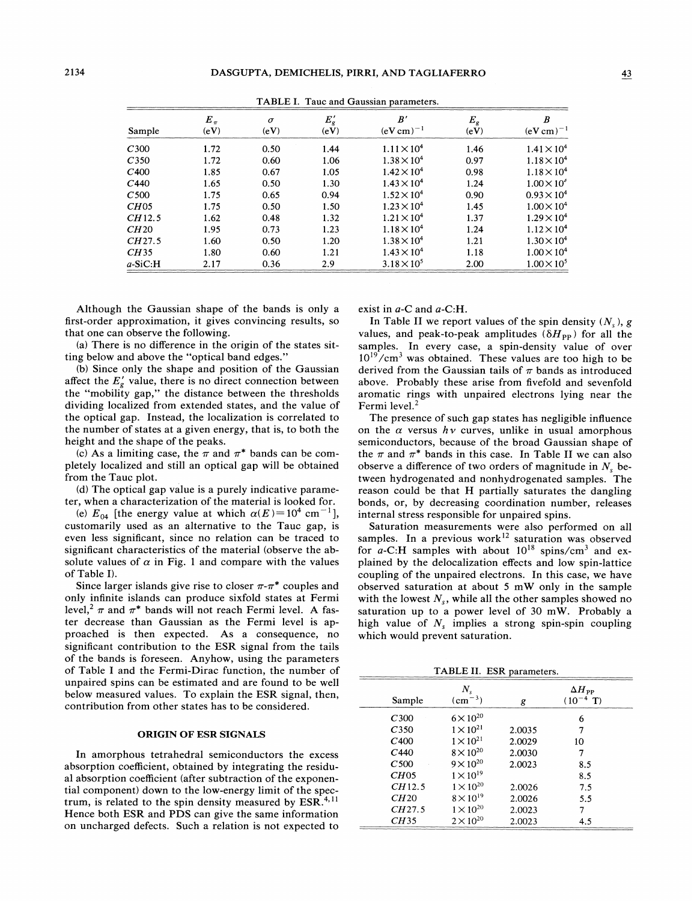TABLE I. Tauc and Gaussian parameters.

| Sample | $E_\pi$ (eV) | $\sigma$ (eV) | $E_g'$ (eV) | $B'$ (eV cm)$^{-1}$ | $E_g$ (eV) | $B$ (eV cm)$^{-1}$ |
|---|---|---|---|---|---|---|
| C300 | 1.72 | 0.50 | 1.44 | $1.11\times10^4$ | 1.46 | $1.41\times10^4$ |
| C350 | 1.72 | 0.60 | 1.06 | $1.38\times10^4$ | 0.97 | $1.18\times10^4$ |
| C400 | 1.85 | 0.67 | 1.05 | $1.42\times10^4$ | 0.98 | $1.18\times10^4$ |
| C440 | 1.65 | 0.50 | 1.30 | $1.43\times10^4$ | 1.24 | $1.00\times10^e$ |
| C500 | 1.75 | 0.65 | 0.94 | $1.52\times10^4$ | 0.90 | $0.93\times10^4$ |
| CH05 | 1.75 | 0.50 | 1.50 | $1.23\times10^4$ | 1.45 | $1.00\times10^4$ |
| CH12.5 | 1.62 | 0.48 | 1.32 | $1.21\times10^4$ | 1.37 | $1.29\times10^4$ |
| CH20 | 1.95 | 0.73 | 1.23 | $1.18\times10^4$ | 1.24 | $1.12\times10^4$ |
| CH27.5 | 1.60 | 0.50 | 1.20 | $1.38\times10^4$ | 1.21 | $1.30\times10^4$ |
| CH35 | 1.80 | 0.60 | 1.21 | $1.43\times10^4$ | 1.18 | $1.00\times10^4$ |
| a-SiC:H | 2.17 | 0.36 | 2.9 | $3.18\times10^5$ | 2.00 | $1.00\times10^5$ |

Although the Gaussian shape of the bands is only a first-order approximation, it gives convincing results, so that one can observe the following.

(a) There is no difference in the origin of the states sitting below and above the "optical band edges."

(b) Since only the shape and position of the Gaussian affect the $E_g'$ value, there is no direct connection between the "mobility gap," the distance between the thresholds dividing localized from extended states, and the value of the optical gap. Instead, the localization is correlated to the number of states at a given energy, that is, to both the height and the shape of the peaks.

(c) As a limiting case, the $\pi$ and $\pi^*$ bands can be completely localized and still an optical gap will be obtained from the Tauc plot.

(d) The optical gap value is a purely indicative parameter, when a characterization of the material is looked for.

(e) $E_{04}$ [the energy value at which $\alpha(E)=10^4$ cm$^{-1}$], customarily used as an alternative to the Tauc gap, is even less significant, since no relation can be traced to significant characteristics of the material (observe the absolute values of $\alpha$ in Fig. 1 and compare with the values of Table I).

Since larger islands give rise to closer $\pi$-$\pi^*$ couples and only infinite islands can produce sixfold states at Fermi level,[2] $\pi$ and $\pi^*$ bands will not reach Fermi level. A faster decrease than Gaussian as the Fermi level is approached is then expected. As a consequence, no significant contribution to the ESR signal from the tails of the bands is foreseen. Anyhow, using the parameters of Table I and the Fermi-Dirac function, the number of unpaired spins can be estimated and are found to be well below measured values. To explain the ESR signal, then, contribution from other states has to be considered.

## ORIGIN OF ESR SIGNALS

In amorphous tetrahedral semiconductors the excess absorption coefficient, obtained by integrating the residual absorption coefficient (after subtraction of the exponential component) down to the low-energy limit of the spectrum, is related to the spin density measured by ESR.[4,11] Hence both ESR and PDS can give the same information on uncharged defects. Such a relation is not expected to exist in a-C and a-C:H.

In Table II we report values of the spin density ($N_s$), $g$ values, and peak-to-peak amplitudes ($\delta H_{PP}$) for all the samples. In every case, a spin-density value of over $10^{19}$/cm$^3$ was obtained. These values are too high to be derived from the Gaussian tails of $\pi$ bands as introduced above. Probably these arise from fivefold and sevenfold aromatic rings with unpaired electrons lying near the Fermi level.[2]

The presence of such gap states has negligible influence on the $\alpha$ versus $h\nu$ curves, unlike in usual amorphous semiconductors, because of the broad Gaussian shape of the $\pi$ and $\pi^*$ bands in this case. In Table II we can also observe a difference of two orders of magnitude in $N_s$ between hydrogenated and nonhydrogenated samples. The reason could be that H partially saturates the dangling bonds, or, by decreasing coordination number, releases internal stress responsible for unpaired spins.

Saturation measurements were also performed on all samples. In a previous work[12] saturation was observed for a-C:H samples with about $10^{18}$ spins/cm$^3$ and explained by the delocalization effects and low spin-lattice coupling of the unpaired electrons. In this case, we have observed saturation at about 5 mW only in the sample with the lowest $N_s$, while all the other samples showed no saturation up to a power level of 30 mW. Probably a high value of $N_s$ implies a strong spin-spin coupling which would prevent saturation.

TABLE II. ESR parameters.

| Sample | $N_s$ (cm$^{-3}$) | $g$ | $\Delta H_{PP}$ ($10^{-4}$ T) |
|---|---|---|---|
| C300 | $6\times10^{20}$ | | 6 |
| C350 | $1\times10^{21}$ | 2.0035 | 7 |
| C400 | $1\times10^{21}$ | 2.0029 | 10 |
| C440 | $8\times10^{20}$ | 2.0030 | 7 |
| C500 | $9\times10^{20}$ | 2.0023 | 8.5 |
| CH05 | $1\times10^{19}$ | | 8.5 |
| CH12.5 | $1\times10^{20}$ | 2.0026 | 7.5 |
| CH20 | $8\times10^{19}$ | 2.0026 | 5.5 |
| CH27.5 | $1\times10^{20}$ | 2.0023 | 7 |
| CH35 | $2\times10^{20}$ | 2.0023 | 4.5 |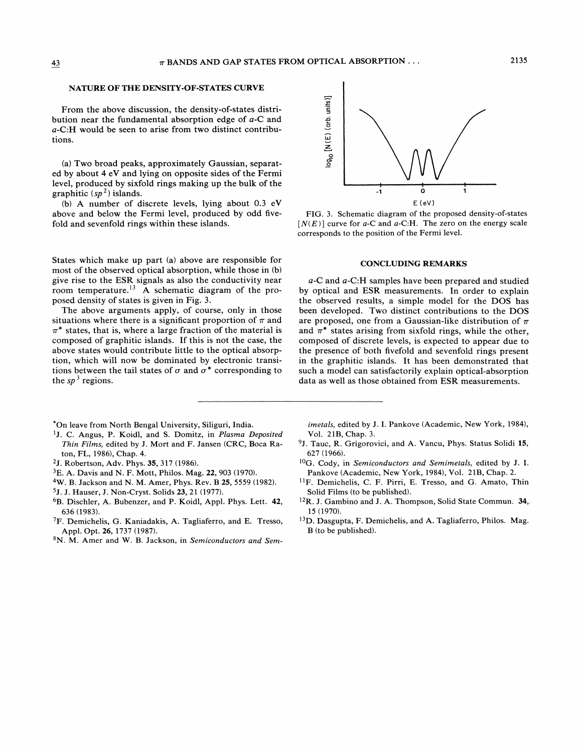## NATURE OF THE DENSITY-OF-STATES CURVE

From the above discussion, the density-of-states distribution near the fundamental absorption edge of *a*-C and *a*-C:H would be seen to arise from two distinct contributions.

(a) Two broad peaks, approximately Gaussian, separated by about 4 eV and lying on opposite sides of the Fermi level, produced by sixfold rings making up the bulk of the graphitic ($sp^2$) islands.

(b) A number of discrete levels, lying about 0.3 eV above and below the Fermi level, produced by odd fivefold and sevenfold rings within these islands.

States which make up part (a) above are responsible for most of the observed optical absorption, while those in (b) give rise to the ESR signals as also the conductivity near room temperature.[13] A schematic diagram of the proposed density of states is given in Fig. 3.

The above arguments apply, of course, only in those situations where there is a significant proportion of $\pi$ and $\pi^*$ states, that is, where a large fraction of the material is composed of graphitic islands. If this is not the case, the above states would contribute little to the optical absorption, which will now be dominated by electronic transitions between the tail states of $\sigma$ and $\sigma^*$ corresponding to the $sp^3$ regions.

$\log_{10}$ [N(E) (arb. units)]

-1
0
1
E (eV)

FIG. 3. Schematic diagram of the proposed density-of-states [$N(E)$] curve for *a*-C and *a*-C:H. The zero on the energy scale corresponds to the position of the Fermi level.

## CONCLUDING REMARKS

*a*-C and *a*-C:H samples have been prepared and studied by optical and ESR measurements. In order to explain the observed results, a simple model for the DOS has been developed. Two distinct contributions to the DOS are proposed, one from a Gaussian-like distribution of $\pi$ and $\pi^*$ states arising from sixfold rings, while the other, composed of discrete levels, is expected to appear due to the presence of both fivefold and sevenfold rings present in the graphitic islands. It has been demonstrated that such a model can satisfactorily explain optical-absorption data as well as those obtained from ESR measurements.

---

*On leave from North Bengal University, Siliguri, India.

[1] J. C. Angus, P. Koidl, and S. Domitz, in *Plasma Deposited Thin Films*, edited by J. Mort and F. Jansen (CRC, Boca Raton, FL, 1986), Chap. 4.

[2] J. Robertson, Adv. Phys. **35**, 317 (1986).

[3] E. A. Davis and N. F. Mott, Philos. Mag. **22**, 903 (1970).

[4] W. B. Jackson and N. M. Amer, Phys. Rev. B **25**, 5559 (1982).

[5] J. J. Hauser, J. Non-Cryst. Solids **23**, 21 (1977).

[6] B. Dischler, A. Bubenzer, and P. Koidl, Appl. Phys. Lett. **42**, 636 (1983).

[7] F. Demichelis, G. Kaniadakis, A. Tagliaferro, and E. Tresso, Appl. Opt. **26**, 1737 (1987).

[8] N. M. Amer and W. B. Jackson, in *Semiconductors and Semimetals*, edited by J. I. Pankove (Academic, New York, 1984), Vol. 21B, Chap. 3.

[9] J. Tauc, R. Grigorovici, and A. Vancu, Phys. Status Solidi **15**, 627 (1966).

[10] G. Cody, in *Semiconductors and Semimetals*, edited by J. I. Pankove (Academic, New York, 1984), Vol. 21B, Chap. 2.

[11] F. Demichelis, C. F. Pirri, E. Tresso, and G. Amato, Thin Solid Films (to be published).

[12] R. J. Gambino and J. A. Thompson, Solid State Commun. **34**, 15 (1970).

[13] D. Dasgupta, F. Demichelis, and A. Tagliaferro, Philos. Mag. B (to be published).